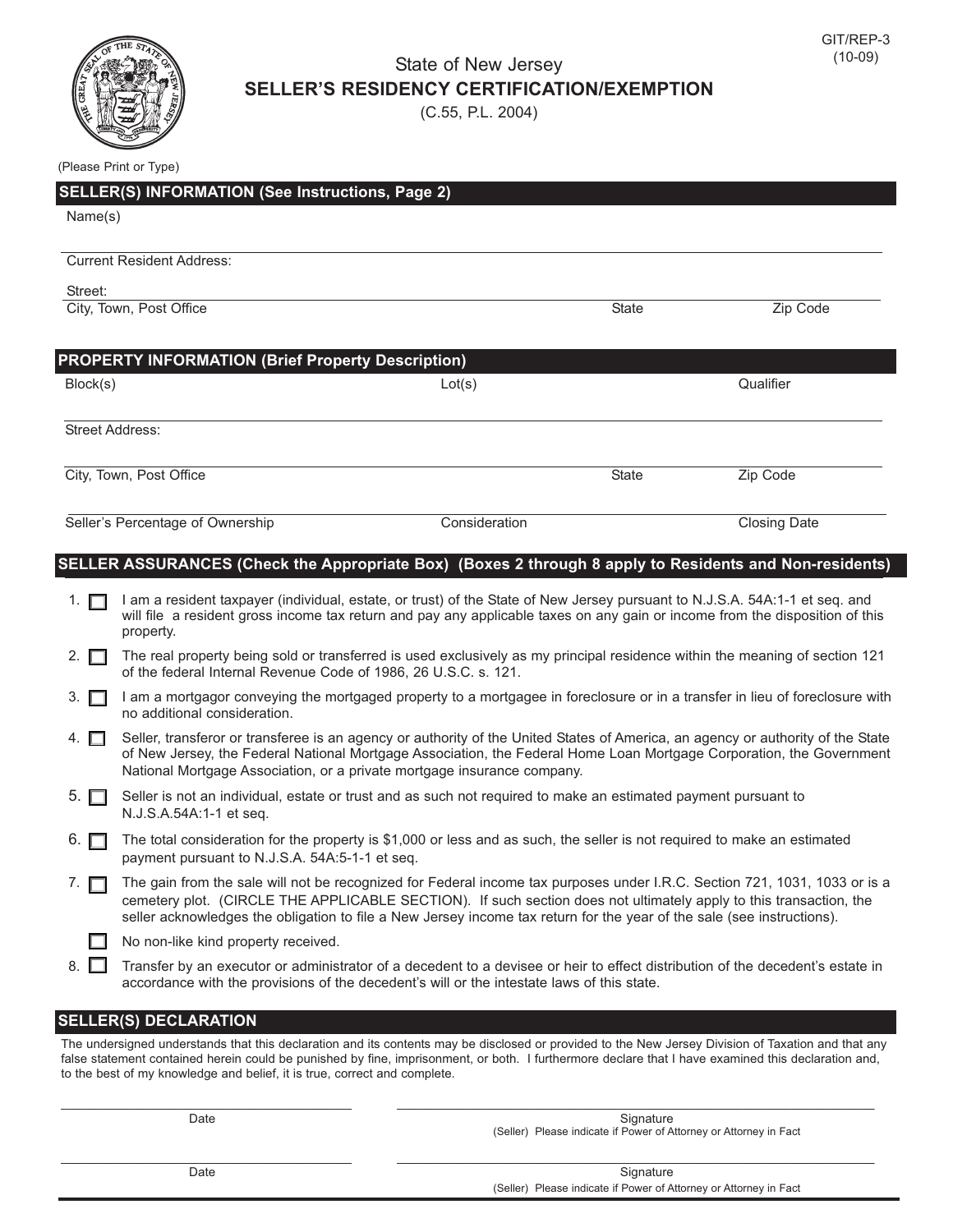GIT/REP-3
(10-09)

# State of New Jersey
## SELLER'S RESIDENCY CERTIFICATION/EXEMPTION
(C.55, P.L. 2004)

(Please Print or Type)

### SELLER(S) INFORMATION (See Instructions, Page 2)

Name(s)

Current Resident Address:

Street:

| City, Town, Post Office | State | Zip Code |
|---|---|---|
| | | |

### PROPERTY INFORMATION (Brief Property Description)

| Block(s) | Lot(s) | Qualifier |
|---|---|---|
| | | |

Street Address:

| City, Town, Post Office | State | Zip Code |
|---|---|---|
| | | |

| Seller's Percentage of Ownership | Consideration | Closing Date |
|---|---|---|
| | | |

### SELLER ASSURANCES (Check the Appropriate Box) (Boxes 2 through 8 apply to Residents and Non-residents)

1. ☐ I am a resident taxpayer (individual, estate, or trust) of the State of New Jersey pursuant to N.J.S.A. 54A:1-1 et seq. and will file a resident gross income tax return and pay any applicable taxes on any gain or income from the disposition of this property.
2. ☐ The real property being sold or transferred is used exclusively as my principal residence within the meaning of section 121 of the federal Internal Revenue Code of 1986, 26 U.S.C. s. 121.
3. ☐ I am a mortgagor conveying the mortgaged property to a mortgagee in foreclosure or in a transfer in lieu of foreclosure with no additional consideration.
4. ☐ Seller, transferor or transferee is an agency or authority of the United States of America, an agency or authority of the State of New Jersey, the Federal National Mortgage Association, the Federal Home Loan Mortgage Corporation, the Government National Mortgage Association, or a private mortgage insurance company.
5. ☐ Seller is not an individual, estate or trust and as such not required to make an estimated payment pursuant to N.J.S.A.54A:1-1 et seq.
6. ☐ The total consideration for the property is $1,000 or less and as such, the seller is not required to make an estimated payment pursuant to N.J.S.A. 54A:5-1-1 et seq.
7. ☐ The gain from the sale will not be recognized for Federal income tax purposes under I.R.C. Section 721, 1031, 1033 or is a cemetery plot. (CIRCLE THE APPLICABLE SECTION). If such section does not ultimately apply to this transaction, the seller acknowledges the obligation to file a New Jersey income tax return for the year of the sale (see instructions).

   ☐ No non-like kind property received.
8. ☐ Transfer by an executor or administrator of a decedent to a devisee or heir to effect distribution of the decedent's estate in accordance with the provisions of the decedent's will or the intestate laws of this state.

### SELLER(S) DECLARATION

The undersigned understands that this declaration and its contents may be disclosed or provided to the New Jersey Division of Taxation and that any false statement contained herein could be punished by fine, imprisonment, or both. I furthermore declare that I have examined this declaration and, to the best of my knowledge and belief, it is true, correct and complete.

| Date | Signature<br>(Seller) Please indicate if Power of Attorney or Attorney in Fact |
|---|---|
| | |

| Date | Signature<br>(Seller) Please indicate if Power of Attorney or Attorney in Fact |
|---|---|
| | |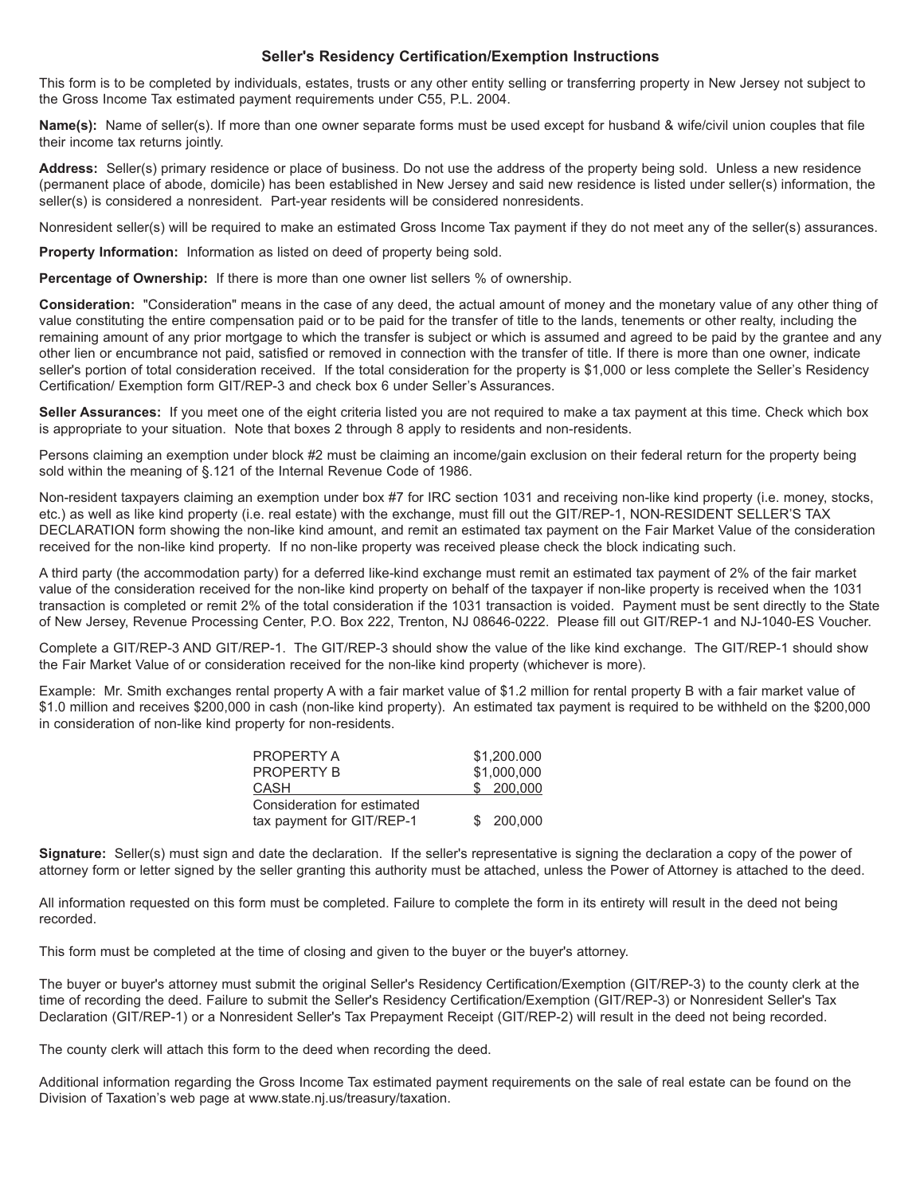## Seller's Residency Certification/Exemption Instructions

This form is to be completed by individuals, estates, trusts or any other entity selling or transferring property in New Jersey not subject to the Gross Income Tax estimated payment requirements under C55, P.L. 2004.

**Name(s):** Name of seller(s). If more than one owner separate forms must be used except for husband & wife/civil union couples that file their income tax returns jointly.

**Address:** Seller(s) primary residence or place of business. Do not use the address of the property being sold. Unless a new residence (permanent place of abode, domicile) has been established in New Jersey and said new residence is listed under seller(s) information, the seller(s) is considered a nonresident. Part-year residents will be considered nonresidents.

Nonresident seller(s) will be required to make an estimated Gross Income Tax payment if they do not meet any of the seller(s) assurances.

**Property Information:** Information as listed on deed of property being sold.

**Percentage of Ownership:** If there is more than one owner list sellers % of ownership.

**Consideration:** "Consideration" means in the case of any deed, the actual amount of money and the monetary value of any other thing of value constituting the entire compensation paid or to be paid for the transfer of title to the lands, tenements or other realty, including the remaining amount of any prior mortgage to which the transfer is subject or which is assumed and agreed to be paid by the grantee and any other lien or encumbrance not paid, satisfied or removed in connection with the transfer of title. If there is more than one owner, indicate seller's portion of total consideration received. If the total consideration for the property is $1,000 or less complete the Seller's Residency Certification/ Exemption form GIT/REP-3 and check box 6 under Seller's Assurances.

**Seller Assurances:** If you meet one of the eight criteria listed you are not required to make a tax payment at this time. Check which box is appropriate to your situation. Note that boxes 2 through 8 apply to residents and non-residents.

Persons claiming an exemption under block #2 must be claiming an income/gain exclusion on their federal return for the property being sold within the meaning of §.121 of the Internal Revenue Code of 1986.

Non-resident taxpayers claiming an exemption under box #7 for IRC section 1031 and receiving non-like kind property (i.e. money, stocks, etc.) as well as like kind property (i.e. real estate) with the exchange, must fill out the GIT/REP-1, NON-RESIDENT SELLER'S TAX DECLARATION form showing the non-like kind amount, and remit an estimated tax payment on the Fair Market Value of the consideration received for the non-like kind property. If no non-like property was received please check the block indicating such.

A third party (the accommodation party) for a deferred like-kind exchange must remit an estimated tax payment of 2% of the fair market value of the consideration received for the non-like kind property on behalf of the taxpayer if non-like property is received when the 1031 transaction is completed or remit 2% of the total consideration if the 1031 transaction is voided. Payment must be sent directly to the State of New Jersey, Revenue Processing Center, P.O. Box 222, Trenton, NJ 08646-0222. Please fill out GIT/REP-1 and NJ-1040-ES Voucher.

Complete a GIT/REP-3 AND GIT/REP-1. The GIT/REP-3 should show the value of the like kind exchange. The GIT/REP-1 should show the Fair Market Value of or consideration received for the non-like kind property (whichever is more).

Example: Mr. Smith exchanges rental property A with a fair market value of $1.2 million for rental property B with a fair market value of $1.0 million and receives $200,000 in cash (non-like kind property). An estimated tax payment is required to be withheld on the $200,000 in consideration of non-like kind property for non-residents.

| | |
|---|---|
| PROPERTY A | $1,200.000 |
| PROPERTY B | $1,000,000 |
| CASH | $ 200,000 |
| Consideration for estimated tax payment for GIT/REP-1 | $ 200,000 |

**Signature:** Seller(s) must sign and date the declaration. If the seller's representative is signing the declaration a copy of the power of attorney form or letter signed by the seller granting this authority must be attached, unless the Power of Attorney is attached to the deed.

All information requested on this form must be completed. Failure to complete the form in its entirety will result in the deed not being recorded.

This form must be completed at the time of closing and given to the buyer or the buyer's attorney.

The buyer or buyer's attorney must submit the original Seller's Residency Certification/Exemption (GIT/REP-3) to the county clerk at the time of recording the deed. Failure to submit the Seller's Residency Certification/Exemption (GIT/REP-3) or Nonresident Seller's Tax Declaration (GIT/REP-1) or a Nonresident Seller's Tax Prepayment Receipt (GIT/REP-2) will result in the deed not being recorded.

The county clerk will attach this form to the deed when recording the deed.

Additional information regarding the Gross Income Tax estimated payment requirements on the sale of real estate can be found on the Division of Taxation's web page at www.state.nj.us/treasury/taxation.